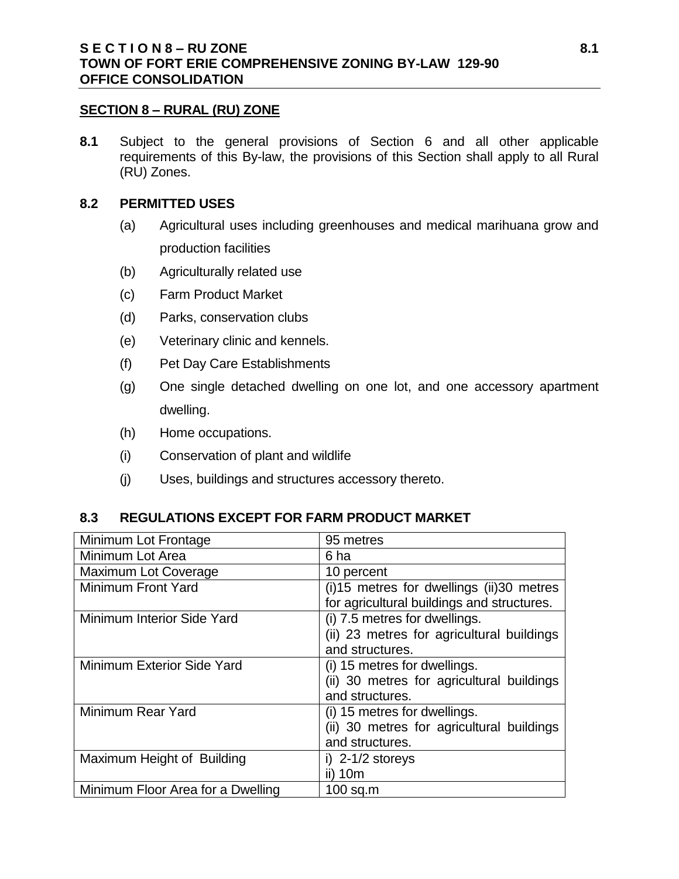## SECTION 8 – RURAL (RU) ZONE

**8.1** Subject to the general provisions of Section 6 and all other applicable requirements of this By-law, the provisions of this Section shall apply to all Rural (RU) Zones.

### 8.2 PERMITTED USES

(a) Agricultural uses including greenhouses and medical marihuana grow and production facilities

(b) Agriculturally related use

(c) Farm Product Market

(d) Parks, conservation clubs

(e) Veterinary clinic and kennels.

(f) Pet Day Care Establishments

(g) One single detached dwelling on one lot, and one accessory apartment dwelling.

(h) Home occupations.

(i) Conservation of plant and wildlife

(j) Uses, buildings and structures accessory thereto.

### 8.3 REGULATIONS EXCEPT FOR FARM PRODUCT MARKET

| | |
|---|---|
| Minimum Lot Frontage | 95 metres |
| Minimum Lot Area | 6 ha |
| Maximum Lot Coverage | 10 percent |
| Minimum Front Yard | (i)15 metres for dwellings (ii)30 metres for agricultural buildings and structures. |
| Minimum Interior Side Yard | (i) 7.5 metres for dwellings.<br>(ii) 23 metres for agricultural buildings and structures. |
| Minimum Exterior Side Yard | (i) 15 metres for dwellings.<br>(ii) 30 metres for agricultural buildings and structures. |
| Minimum Rear Yard | (i) 15 metres for dwellings.<br>(ii) 30 metres for agricultural buildings and structures. |
| Maximum Height of Building | i) 2-1/2 storeys<br>ii) 10m |
| Minimum Floor Area for a Dwelling | 100 sq.m |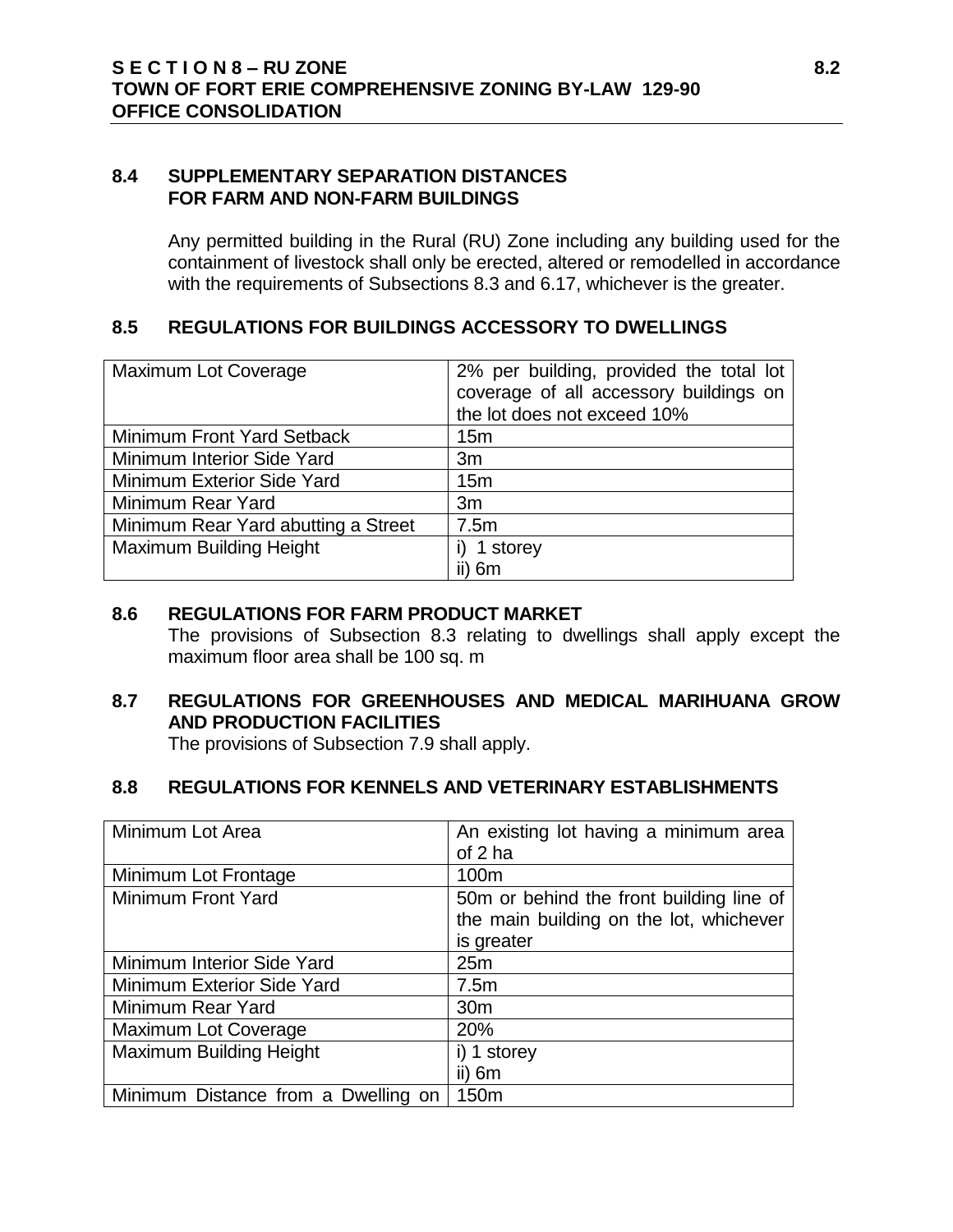## 8.4 SUPPLEMENTARY SEPARATION DISTANCES FOR FARM AND NON-FARM BUILDINGS

Any permitted building in the Rural (RU) Zone including any building used for the containment of livestock shall only be erected, altered or remodelled in accordance with the requirements of Subsections 8.3 and 6.17, whichever is the greater.

## 8.5 REGULATIONS FOR BUILDINGS ACCESSORY TO DWELLINGS

| | |
|---|---|
| Maximum Lot Coverage | 2% per building, provided the total lot coverage of all accessory buildings on the lot does not exceed 10% |
| Minimum Front Yard Setback | 15m |
| Minimum Interior Side Yard | 3m |
| Minimum Exterior Side Yard | 15m |
| Minimum Rear Yard | 3m |
| Minimum Rear Yard abutting a Street | 7.5m |
| Maximum Building Height | i) 1 storey<br>ii) 6m |

## 8.6 REGULATIONS FOR FARM PRODUCT MARKET

The provisions of Subsection 8.3 relating to dwellings shall apply except the maximum floor area shall be 100 sq. m

## 8.7 REGULATIONS FOR GREENHOUSES AND MEDICAL MARIHUANA GROW AND PRODUCTION FACILITIES

The provisions of Subsection 7.9 shall apply.

## 8.8 REGULATIONS FOR KENNELS AND VETERINARY ESTABLISHMENTS

| | |
|---|---|
| Minimum Lot Area | An existing lot having a minimum area of 2 ha |
| Minimum Lot Frontage | 100m |
| Minimum Front Yard | 50m or behind the front building line of the main building on the lot, whichever is greater |
| Minimum Interior Side Yard | 25m |
| Minimum Exterior Side Yard | 7.5m |
| Minimum Rear Yard | 30m |
| Maximum Lot Coverage | 20% |
| Maximum Building Height | i) 1 storey<br>ii) 6m |
| Minimum Distance from a Dwelling on | 150m |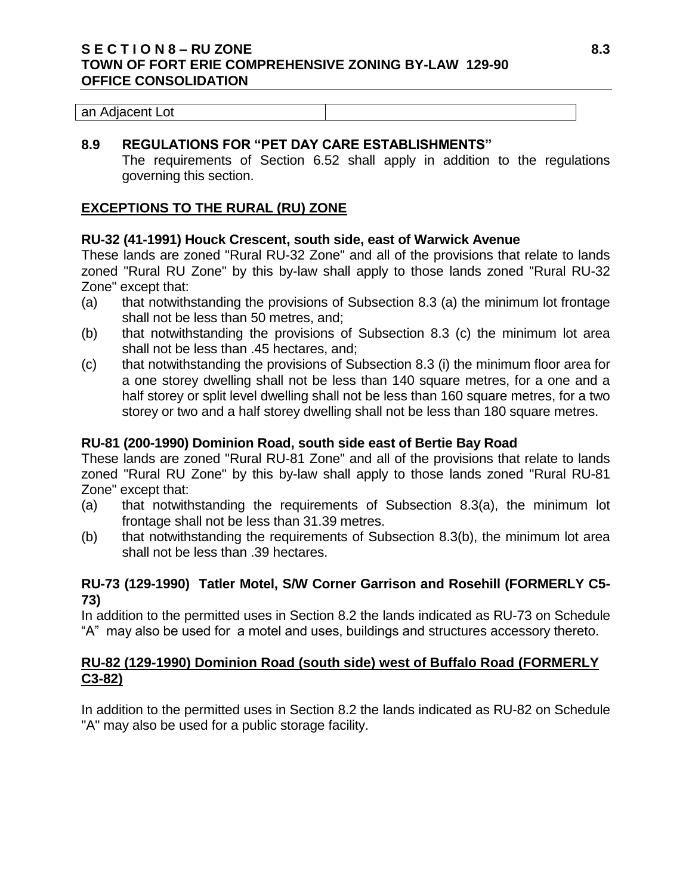| an Adjacent Lot | |
|---|---|

### 8.9 REGULATIONS FOR "PET DAY CARE ESTABLISHMENTS"

The requirements of Section 6.52 shall apply in addition to the regulations governing this section.

## EXCEPTIONS TO THE RURAL (RU) ZONE

**RU-32 (41-1991) Houck Crescent, south side, east of Warwick Avenue**

These lands are zoned "Rural RU-32 Zone" and all of the provisions that relate to lands zoned "Rural RU Zone" by this by-law shall apply to those lands zoned "Rural RU-32 Zone" except that:

(a) that notwithstanding the provisions of Subsection 8.3 (a) the minimum lot frontage shall not be less than 50 metres, and;

(b) that notwithstanding the provisions of Subsection 8.3 (c) the minimum lot area shall not be less than .45 hectares, and;

(c) that notwithstanding the provisions of Subsection 8.3 (i) the minimum floor area for a one storey dwelling shall not be less than 140 square metres, for a one and a half storey or split level dwelling shall not be less than 160 square metres, for a two storey or two and a half storey dwelling shall not be less than 180 square metres.

**RU-81 (200-1990) Dominion Road, south side east of Bertie Bay Road**

These lands are zoned "Rural RU-81 Zone" and all of the provisions that relate to lands zoned "Rural RU Zone" by this by-law shall apply to those lands zoned "Rural RU-81 Zone" except that:

(a) that notwithstanding the requirements of Subsection 8.3(a), the minimum lot frontage shall not be less than 31.39 metres.

(b) that notwithstanding the requirements of Subsection 8.3(b), the minimum lot area shall not be less than .39 hectares.

**RU-73 (129-1990) Tatler Motel, S/W Corner Garrison and Rosehill (FORMERLY C5-73)**

In addition to the permitted uses in Section 8.2 the lands indicated as RU-73 on Schedule "A" may also be used for a motel and uses, buildings and structures accessory thereto.

**RU-82 (129-1990) Dominion Road (south side) west of Buffalo Road (FORMERLY C3-82)**

In addition to the permitted uses in Section 8.2 the lands indicated as RU-82 on Schedule "A" may also be used for a public storage facility.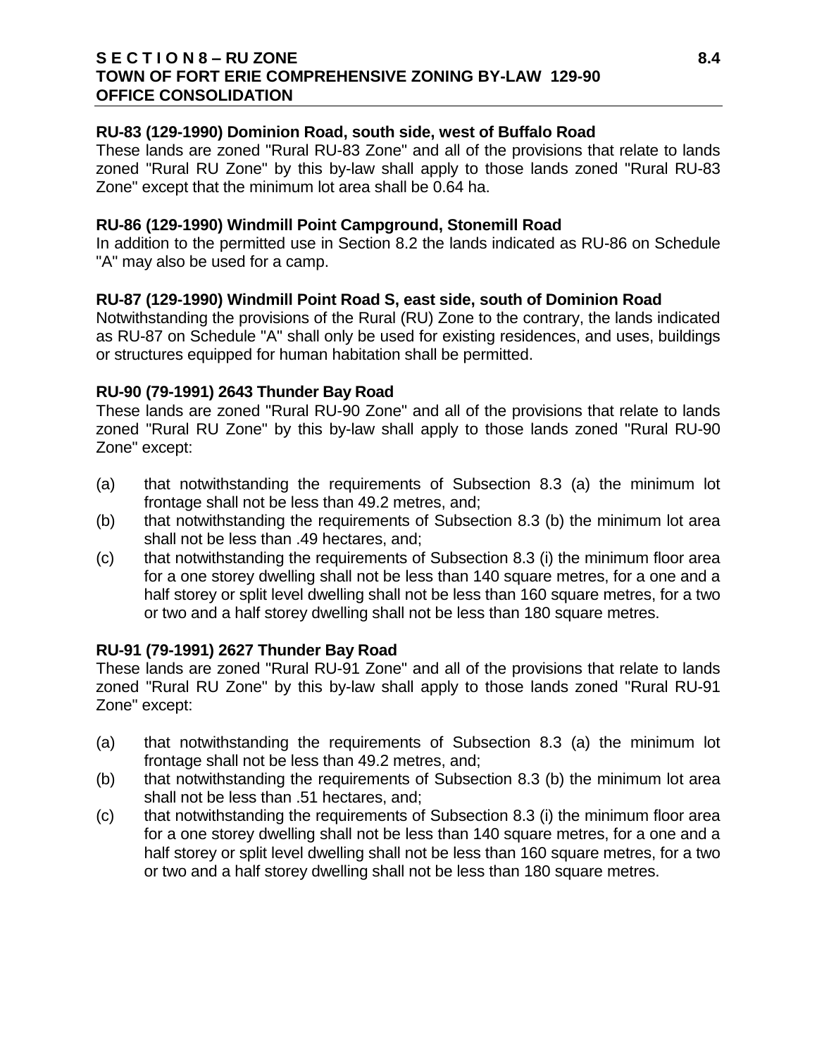**RU-83 (129-1990) Dominion Road, south side, west of Buffalo Road**

These lands are zoned "Rural RU-83 Zone" and all of the provisions that relate to lands zoned "Rural RU Zone" by this by-law shall apply to those lands zoned "Rural RU-83 Zone" except that the minimum lot area shall be 0.64 ha.

**RU-86 (129-1990) Windmill Point Campground, Stonemill Road**

In addition to the permitted use in Section 8.2 the lands indicated as RU-86 on Schedule "A" may also be used for a camp.

**RU-87 (129-1990) Windmill Point Road S, east side, south of Dominion Road**

Notwithstanding the provisions of the Rural (RU) Zone to the contrary, the lands indicated as RU-87 on Schedule "A" shall only be used for existing residences, and uses, buildings or structures equipped for human habitation shall be permitted.

**RU-90 (79-1991) 2643 Thunder Bay Road**

These lands are zoned "Rural RU-90 Zone" and all of the provisions that relate to lands zoned "Rural RU Zone" by this by-law shall apply to those lands zoned "Rural RU-90 Zone" except:

(a) that notwithstanding the requirements of Subsection 8.3 (a) the minimum lot frontage shall not be less than 49.2 metres, and;
(b) that notwithstanding the requirements of Subsection 8.3 (b) the minimum lot area shall not be less than .49 hectares, and;
(c) that notwithstanding the requirements of Subsection 8.3 (i) the minimum floor area for a one storey dwelling shall not be less than 140 square metres, for a one and a half storey or split level dwelling shall not be less than 160 square metres, for a two or two and a half storey dwelling shall not be less than 180 square metres.

**RU-91 (79-1991) 2627 Thunder Bay Road**

These lands are zoned "Rural RU-91 Zone" and all of the provisions that relate to lands zoned "Rural RU Zone" by this by-law shall apply to those lands zoned "Rural RU-91 Zone" except:

(a) that notwithstanding the requirements of Subsection 8.3 (a) the minimum lot frontage shall not be less than 49.2 metres, and;
(b) that notwithstanding the requirements of Subsection 8.3 (b) the minimum lot area shall not be less than .51 hectares, and;
(c) that notwithstanding the requirements of Subsection 8.3 (i) the minimum floor area for a one storey dwelling shall not be less than 140 square metres, for a one and a half storey or split level dwelling shall not be less than 160 square metres, for a two or two and a half storey dwelling shall not be less than 180 square metres.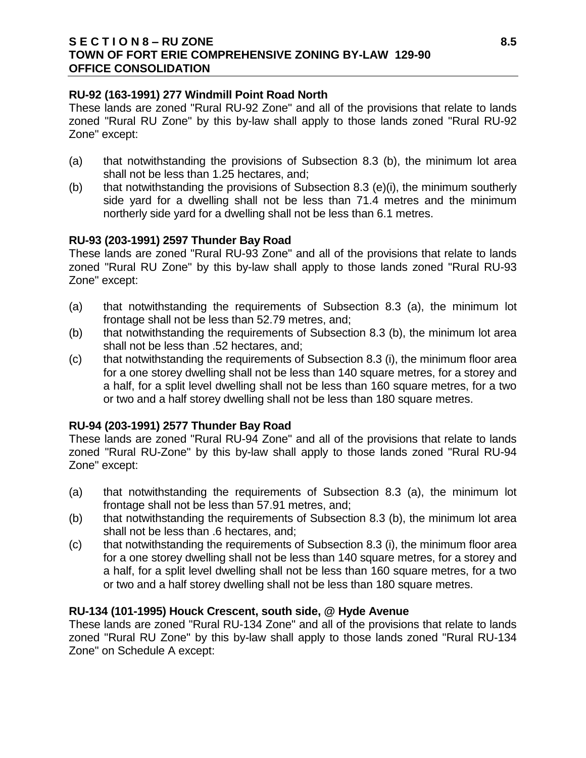**RU-92 (163-1991) 277 Windmill Point Road North**

These lands are zoned "Rural RU-92 Zone" and all of the provisions that relate to lands zoned "Rural RU Zone" by this by-law shall apply to those lands zoned "Rural RU-92 Zone" except:

(a) that notwithstanding the provisions of Subsection 8.3 (b), the minimum lot area shall not be less than 1.25 hectares, and;
(b) that notwithstanding the provisions of Subsection 8.3 (e)(i), the minimum southerly side yard for a dwelling shall not be less than 71.4 metres and the minimum northerly side yard for a dwelling shall not be less than 6.1 metres.

**RU-93 (203-1991) 2597 Thunder Bay Road**

These lands are zoned "Rural RU-93 Zone" and all of the provisions that relate to lands zoned "Rural RU Zone" by this by-law shall apply to those lands zoned "Rural RU-93 Zone" except:

(a) that notwithstanding the requirements of Subsection 8.3 (a), the minimum lot frontage shall not be less than 52.79 metres, and;
(b) that notwithstanding the requirements of Subsection 8.3 (b), the minimum lot area shall not be less than .52 hectares, and;
(c) that notwithstanding the requirements of Subsection 8.3 (i), the minimum floor area for a one storey dwelling shall not be less than 140 square metres, for a storey and a half, for a split level dwelling shall not be less than 160 square metres, for a two or two and a half storey dwelling shall not be less than 180 square metres.

**RU-94 (203-1991) 2577 Thunder Bay Road**

These lands are zoned "Rural RU-94 Zone" and all of the provisions that relate to lands zoned "Rural RU-Zone" by this by-law shall apply to those lands zoned "Rural RU-94 Zone" except:

(a) that notwithstanding the requirements of Subsection 8.3 (a), the minimum lot frontage shall not be less than 57.91 metres, and;
(b) that notwithstanding the requirements of Subsection 8.3 (b), the minimum lot area shall not be less than .6 hectares, and;
(c) that notwithstanding the requirements of Subsection 8.3 (i), the minimum floor area for a one storey dwelling shall not be less than 140 square metres, for a storey and a half, for a split level dwelling shall not be less than 160 square metres, for a two or two and a half storey dwelling shall not be less than 180 square metres.

**RU-134 (101-1995) Houck Crescent, south side, @ Hyde Avenue**

These lands are zoned "Rural RU-134 Zone" and all of the provisions that relate to lands zoned "Rural RU Zone" by this by-law shall apply to those lands zoned "Rural RU-134 Zone" on Schedule A except: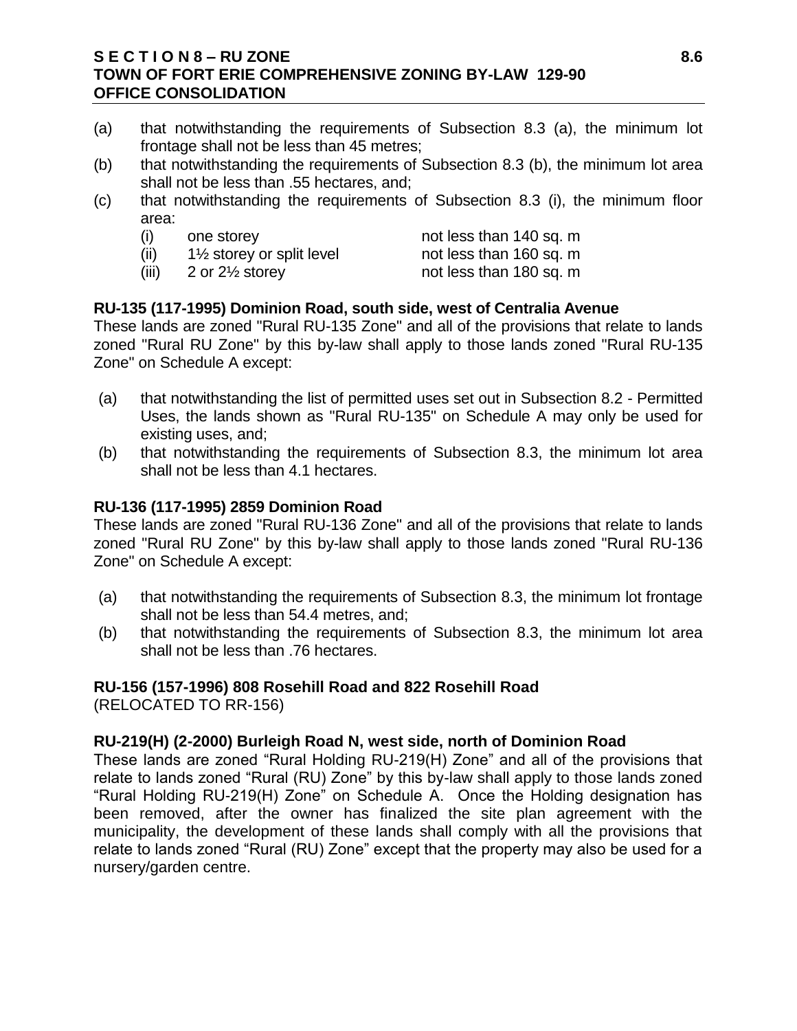(a) that notwithstanding the requirements of Subsection 8.3 (a), the minimum lot frontage shall not be less than 45 metres;

(b) that notwithstanding the requirements of Subsection 8.3 (b), the minimum lot area shall not be less than .55 hectares, and;

(c) that notwithstanding the requirements of Subsection 8.3 (i), the minimum floor area:

| | | |
|---|---|---|
| (i) | one storey | not less than 140 sq. m |
| (ii) | 1½ storey or split level | not less than 160 sq. m |
| (iii) | 2 or 2½ storey | not less than 180 sq. m |

**RU-135 (117-1995) Dominion Road, south side, west of Centralia Avenue**

These lands are zoned "Rural RU-135 Zone" and all of the provisions that relate to lands zoned "Rural RU Zone" by this by-law shall apply to those lands zoned "Rural RU-135 Zone" on Schedule A except:

(a) that notwithstanding the list of permitted uses set out in Subsection 8.2 - Permitted Uses, the lands shown as "Rural RU-135" on Schedule A may only be used for existing uses, and;

(b) that notwithstanding the requirements of Subsection 8.3, the minimum lot area shall not be less than 4.1 hectares.

**RU-136 (117-1995) 2859 Dominion Road**

These lands are zoned "Rural RU-136 Zone" and all of the provisions that relate to lands zoned "Rural RU Zone" by this by-law shall apply to those lands zoned "Rural RU-136 Zone" on Schedule A except:

(a) that notwithstanding the requirements of Subsection 8.3, the minimum lot frontage shall not be less than 54.4 metres, and;

(b) that notwithstanding the requirements of Subsection 8.3, the minimum lot area shall not be less than .76 hectares.

**RU-156 (157-1996) 808 Rosehill Road and 822 Rosehill Road**

(RELOCATED TO RR-156)

**RU-219(H) (2-2000) Burleigh Road N, west side, north of Dominion Road**

These lands are zoned “Rural Holding RU-219(H) Zone” and all of the provisions that relate to lands zoned “Rural (RU) Zone” by this by-law shall apply to those lands zoned “Rural Holding RU-219(H) Zone” on Schedule A. Once the Holding designation has been removed, after the owner has finalized the site plan agreement with the municipality, the development of these lands shall comply with all the provisions that relate to lands zoned “Rural (RU) Zone” except that the property may also be used for a nursery/garden centre.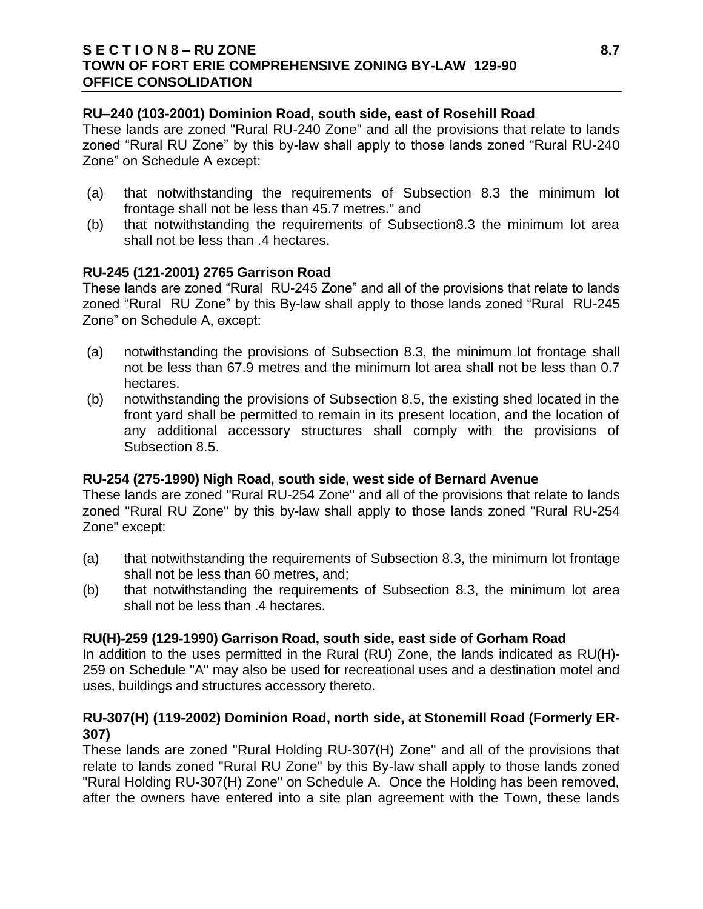**RU–240 (103-2001) Dominion Road, south side, east of Rosehill Road**

These lands are zoned "Rural RU-240 Zone" and all the provisions that relate to lands zoned "Rural RU Zone" by this by-law shall apply to those lands zoned "Rural RU-240 Zone" on Schedule A except:

(a) that notwithstanding the requirements of Subsection 8.3 the minimum lot frontage shall not be less than 45.7 metres." and

(b) that notwithstanding the requirements of Subsection8.3 the minimum lot area shall not be less than .4 hectares.

**RU-245 (121-2001) 2765 Garrison Road**

These lands are zoned "Rural RU-245 Zone" and all of the provisions that relate to lands zoned "Rural RU Zone" by this By-law shall apply to those lands zoned "Rural RU-245 Zone" on Schedule A, except:

(a) notwithstanding the provisions of Subsection 8.3, the minimum lot frontage shall not be less than 67.9 metres and the minimum lot area shall not be less than 0.7 hectares.

(b) notwithstanding the provisions of Subsection 8.5, the existing shed located in the front yard shall be permitted to remain in its present location, and the location of any additional accessory structures shall comply with the provisions of Subsection 8.5.

**RU-254 (275-1990) Nigh Road, south side, west side of Bernard Avenue**

These lands are zoned "Rural RU-254 Zone" and all of the provisions that relate to lands zoned "Rural RU Zone" by this by-law shall apply to those lands zoned "Rural RU-254 Zone" except:

(a) that notwithstanding the requirements of Subsection 8.3, the minimum lot frontage shall not be less than 60 metres, and;

(b) that notwithstanding the requirements of Subsection 8.3, the minimum lot area shall not be less than .4 hectares.

**RU(H)-259 (129-1990) Garrison Road, south side, east side of Gorham Road**

In addition to the uses permitted in the Rural (RU) Zone, the lands indicated as RU(H)-259 on Schedule "A" may also be used for recreational uses and a destination motel and uses, buildings and structures accessory thereto.

**RU-307(H) (119-2002) Dominion Road, north side, at Stonemill Road (Formerly ER-307)**

These lands are zoned "Rural Holding RU-307(H) Zone" and all of the provisions that relate to lands zoned "Rural RU Zone" by this By-law shall apply to those lands zoned "Rural Holding RU-307(H) Zone" on Schedule A. Once the Holding has been removed, after the owners have entered into a site plan agreement with the Town, these lands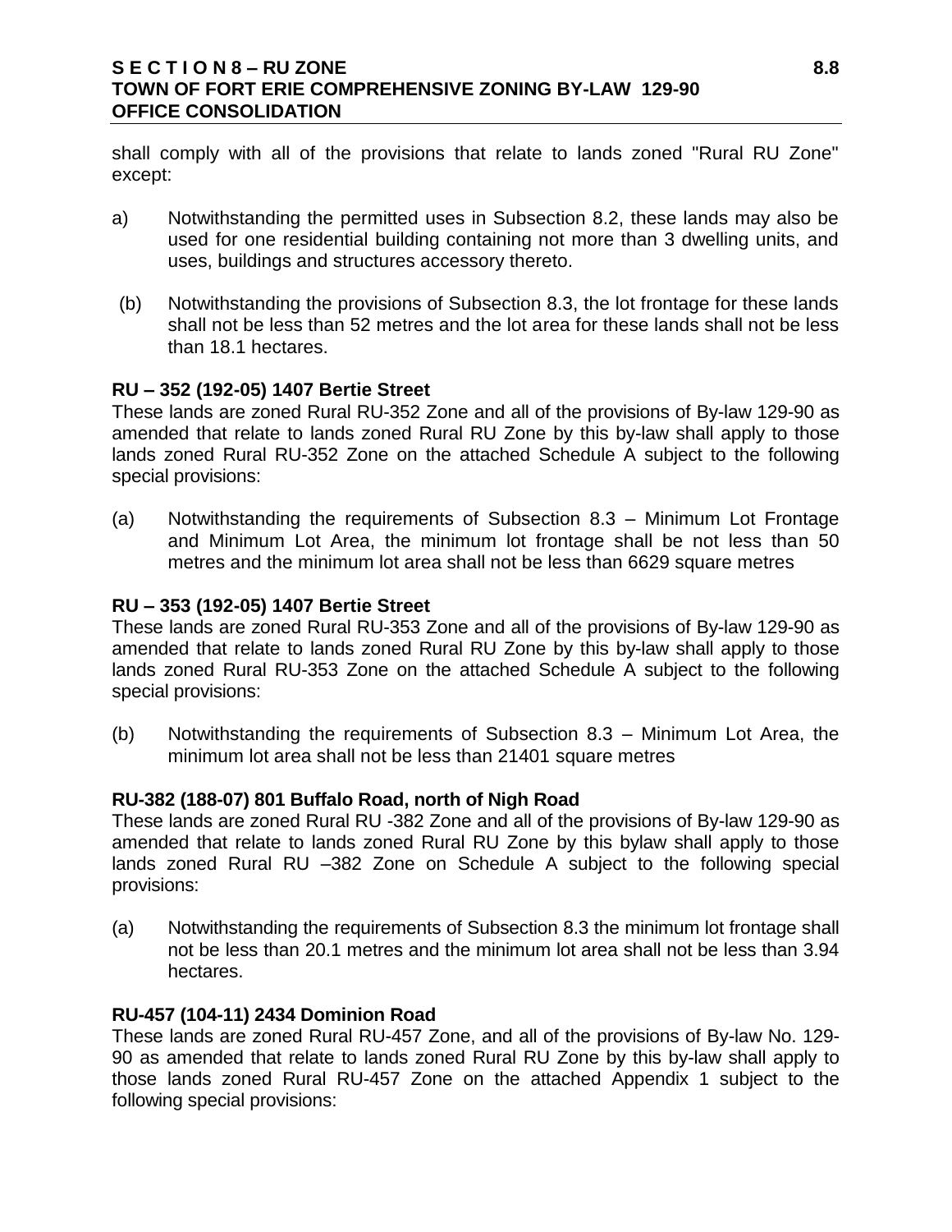shall comply with all of the provisions that relate to lands zoned "Rural RU Zone" except:

a) Notwithstanding the permitted uses in Subsection 8.2, these lands may also be used for one residential building containing not more than 3 dwelling units, and uses, buildings and structures accessory thereto.

(b) Notwithstanding the provisions of Subsection 8.3, the lot frontage for these lands shall not be less than 52 metres and the lot area for these lands shall not be less than 18.1 hectares.

**RU – 352 (192-05) 1407 Bertie Street**

These lands are zoned Rural RU-352 Zone and all of the provisions of By-law 129-90 as amended that relate to lands zoned Rural RU Zone by this by-law shall apply to those lands zoned Rural RU-352 Zone on the attached Schedule A subject to the following special provisions:

(a) Notwithstanding the requirements of Subsection 8.3 – Minimum Lot Frontage and Minimum Lot Area, the minimum lot frontage shall be not less than 50 metres and the minimum lot area shall not be less than 6629 square metres

**RU – 353 (192-05) 1407 Bertie Street**

These lands are zoned Rural RU-353 Zone and all of the provisions of By-law 129-90 as amended that relate to lands zoned Rural RU Zone by this by-law shall apply to those lands zoned Rural RU-353 Zone on the attached Schedule A subject to the following special provisions:

(b) Notwithstanding the requirements of Subsection 8.3 – Minimum Lot Area, the minimum lot area shall not be less than 21401 square metres

**RU-382 (188-07) 801 Buffalo Road, north of Nigh Road**

These lands are zoned Rural RU -382 Zone and all of the provisions of By-law 129-90 as amended that relate to lands zoned Rural RU Zone by this bylaw shall apply to those lands zoned Rural RU –382 Zone on Schedule A subject to the following special provisions:

(a) Notwithstanding the requirements of Subsection 8.3 the minimum lot frontage shall not be less than 20.1 metres and the minimum lot area shall not be less than 3.94 hectares.

**RU-457 (104-11) 2434 Dominion Road**

These lands are zoned Rural RU-457 Zone, and all of the provisions of By-law No. 129-90 as amended that relate to lands zoned Rural RU Zone by this by-law shall apply to those lands zoned Rural RU-457 Zone on the attached Appendix 1 subject to the following special provisions: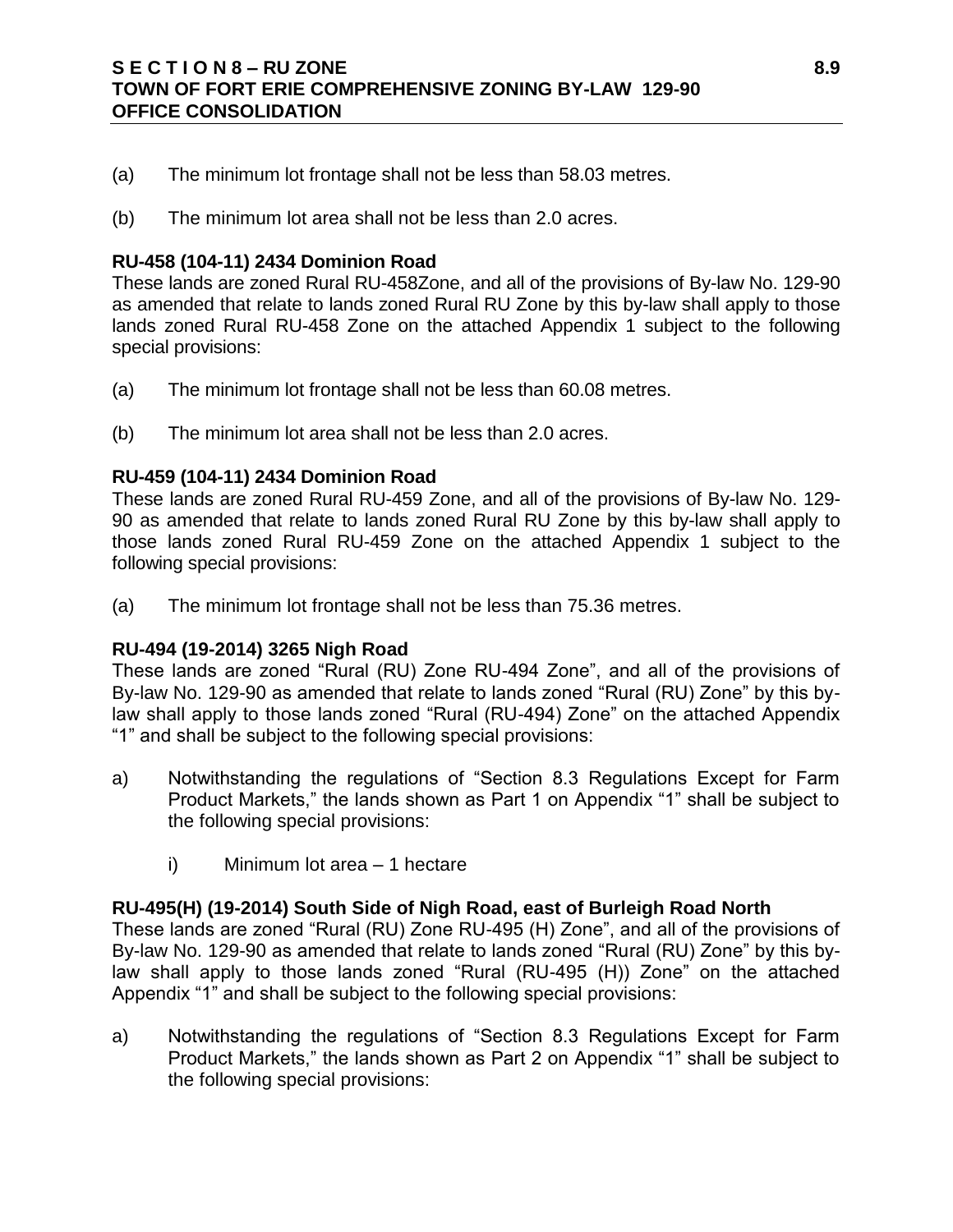(a) The minimum lot frontage shall not be less than 58.03 metres.

(b) The minimum lot area shall not be less than 2.0 acres.

**RU-458 (104-11) 2434 Dominion Road**

These lands are zoned Rural RU-458Zone, and all of the provisions of By-law No. 129-90 as amended that relate to lands zoned Rural RU Zone by this by-law shall apply to those lands zoned Rural RU-458 Zone on the attached Appendix 1 subject to the following special provisions:

(a) The minimum lot frontage shall not be less than 60.08 metres.

(b) The minimum lot area shall not be less than 2.0 acres.

**RU-459 (104-11) 2434 Dominion Road**

These lands are zoned Rural RU-459 Zone, and all of the provisions of By-law No. 129-90 as amended that relate to lands zoned Rural RU Zone by this by-law shall apply to those lands zoned Rural RU-459 Zone on the attached Appendix 1 subject to the following special provisions:

(a) The minimum lot frontage shall not be less than 75.36 metres.

**RU-494 (19-2014) 3265 Nigh Road**

These lands are zoned "Rural (RU) Zone RU-494 Zone", and all of the provisions of By-law No. 129-90 as amended that relate to lands zoned "Rural (RU) Zone" by this by-law shall apply to those lands zoned "Rural (RU-494) Zone" on the attached Appendix "1" and shall be subject to the following special provisions:

a) Notwithstanding the regulations of "Section 8.3 Regulations Except for Farm Product Markets," the lands shown as Part 1 on Appendix "1" shall be subject to the following special provisions:

    i) Minimum lot area – 1 hectare

**RU-495(H) (19-2014) South Side of Nigh Road, east of Burleigh Road North**

These lands are zoned "Rural (RU) Zone RU-495 (H) Zone", and all of the provisions of By-law No. 129-90 as amended that relate to lands zoned "Rural (RU) Zone" by this by-law shall apply to those lands zoned "Rural (RU-495 (H)) Zone" on the attached Appendix "1" and shall be subject to the following special provisions:

a) Notwithstanding the regulations of "Section 8.3 Regulations Except for Farm Product Markets," the lands shown as Part 2 on Appendix "1" shall be subject to the following special provisions: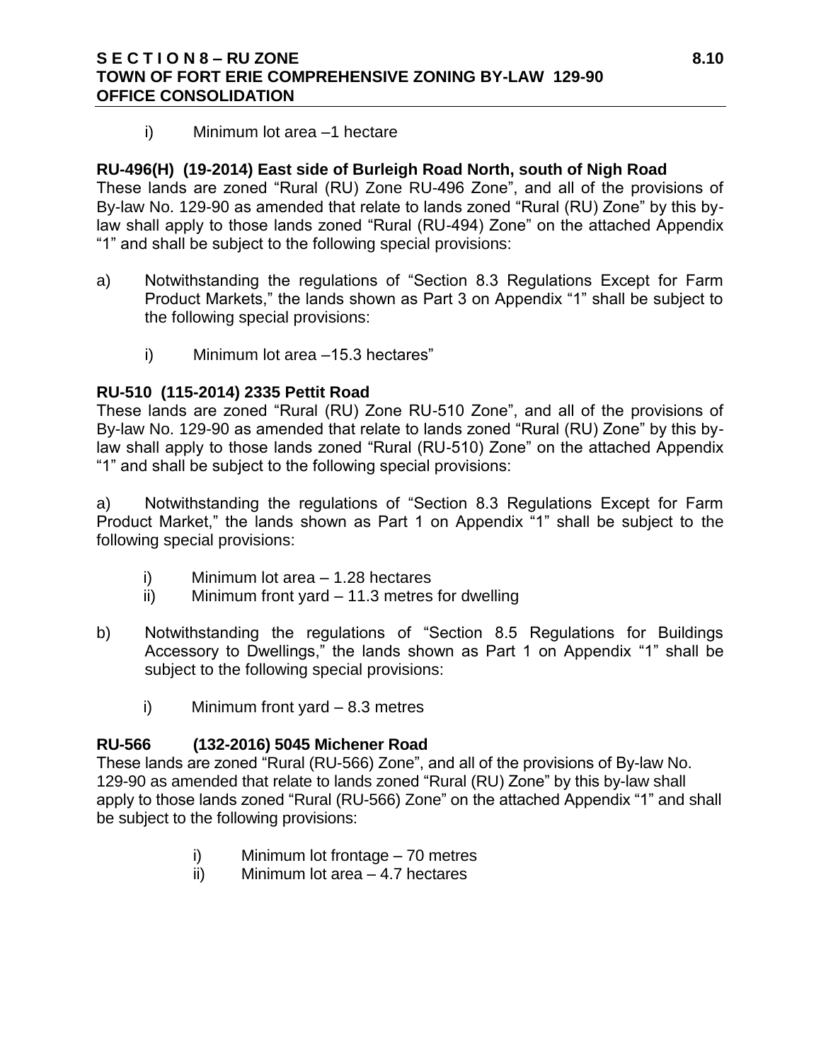i) Minimum lot area –1 hectare

**RU-496(H) (19-2014) East side of Burleigh Road North, south of Nigh Road**

These lands are zoned "Rural (RU) Zone RU-496 Zone", and all of the provisions of By-law No. 129-90 as amended that relate to lands zoned "Rural (RU) Zone" by this by-law shall apply to those lands zoned "Rural (RU-494) Zone" on the attached Appendix "1" and shall be subject to the following special provisions:

a) Notwithstanding the regulations of "Section 8.3 Regulations Except for Farm Product Markets," the lands shown as Part 3 on Appendix "1" shall be subject to the following special provisions:

   i) Minimum lot area –15.3 hectares"

**RU-510 (115-2014) 2335 Pettit Road**

These lands are zoned "Rural (RU) Zone RU-510 Zone", and all of the provisions of By-law No. 129-90 as amended that relate to lands zoned "Rural (RU) Zone" by this by-law shall apply to those lands zoned "Rural (RU-510) Zone" on the attached Appendix "1" and shall be subject to the following special provisions:

a) Notwithstanding the regulations of "Section 8.3 Regulations Except for Farm Product Market," the lands shown as Part 1 on Appendix "1" shall be subject to the following special provisions:

   i) Minimum lot area – 1.28 hectares
   ii) Minimum front yard – 11.3 metres for dwelling

b) Notwithstanding the regulations of "Section 8.5 Regulations for Buildings Accessory to Dwellings," the lands shown as Part 1 on Appendix "1" shall be subject to the following special provisions:

   i) Minimum front yard – 8.3 metres

**RU-566 (132-2016) 5045 Michener Road**

These lands are zoned "Rural (RU-566) Zone", and all of the provisions of By-law No. 129-90 as amended that relate to lands zoned "Rural (RU) Zone" by this by-law shall apply to those lands zoned "Rural (RU-566) Zone" on the attached Appendix "1" and shall be subject to the following provisions:

   i) Minimum lot frontage – 70 metres
   ii) Minimum lot area – 4.7 hectares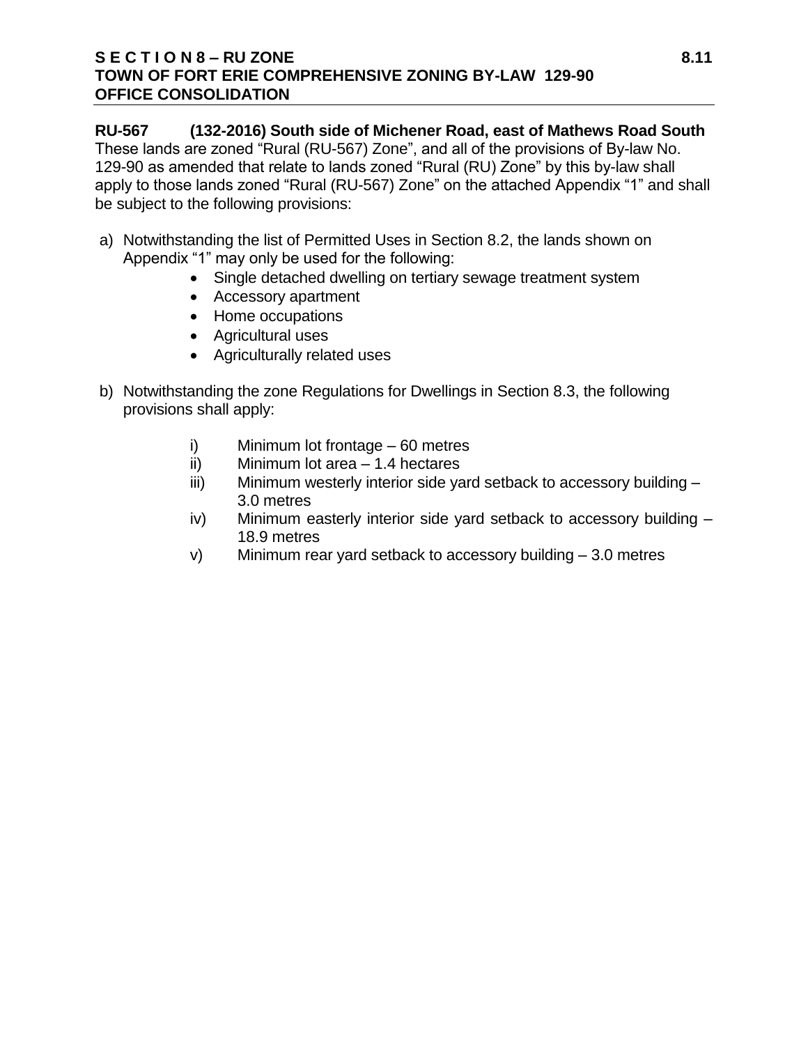**RU-567 (132-2016) South side of Michener Road, east of Mathews Road South**

These lands are zoned "Rural (RU-567) Zone", and all of the provisions of By-law No. 129-90 as amended that relate to lands zoned "Rural (RU) Zone" by this by-law shall apply to those lands zoned "Rural (RU-567) Zone" on the attached Appendix "1" and shall be subject to the following provisions:

a) Notwithstanding the list of Permitted Uses in Section 8.2, the lands shown on Appendix "1" may only be used for the following:
   - Single detached dwelling on tertiary sewage treatment system
   - Accessory apartment
   - Home occupations
   - Agricultural uses
   - Agriculturally related uses

b) Notwithstanding the zone Regulations for Dwellings in Section 8.3, the following provisions shall apply:

   i) Minimum lot frontage – 60 metres
   ii) Minimum lot area – 1.4 hectares
   iii) Minimum westerly interior side yard setback to accessory building – 3.0 metres
   iv) Minimum easterly interior side yard setback to accessory building – 18.9 metres
   v) Minimum rear yard setback to accessory building – 3.0 metres